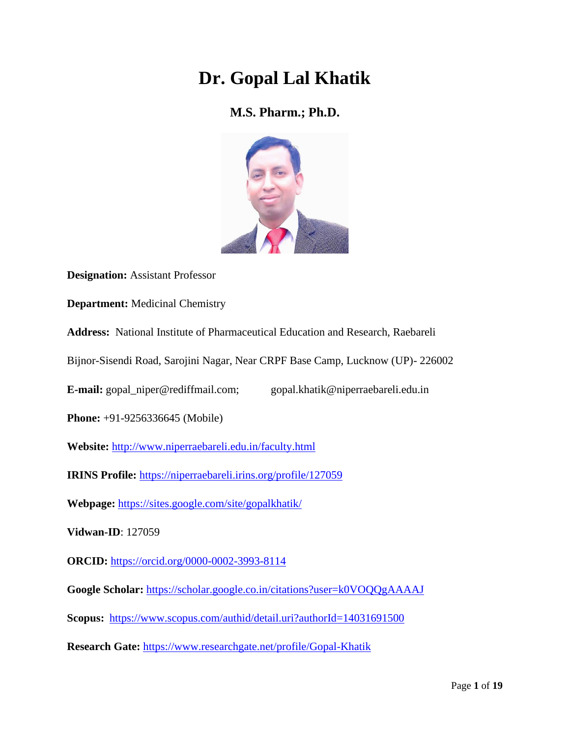# Dr. Gopal Lal Khatik

### M.S. Pharm.; Ph.D.

**Designation:** Assistant Professor

**Department:** Medicinal Chemistry

**Address:** National Institute of Pharmaceutical Education and Research, Raebareli

Bijnor-Sisendi Road, Sarojini Nagar, Near CRPF Base Camp, Lucknow (UP)- 226002

**E-mail:** gopal_niper@rediffmail.com; gopal.khatik@niperraebareli.edu.in

**Phone:** +91-9256336645 (Mobile)

**Website:** http://www.niperraebareli.edu.in/faculty.html

**IRINS Profile:** https://niperraebareli.irins.org/profile/127059

**Webpage:** https://sites.google.com/site/gopalkhatik/

**Vidwan-ID**: 127059

**ORCID:** https://orcid.org/0000-0002-3993-8114

**Google Scholar:** https://scholar.google.co.in/citations?user=k0VOQQgAAAAJ

**Scopus:** https://www.scopus.com/authid/detail.uri?authorId=14031691500

**Research Gate:** https://www.researchgate.net/profile/Gopal-Khatik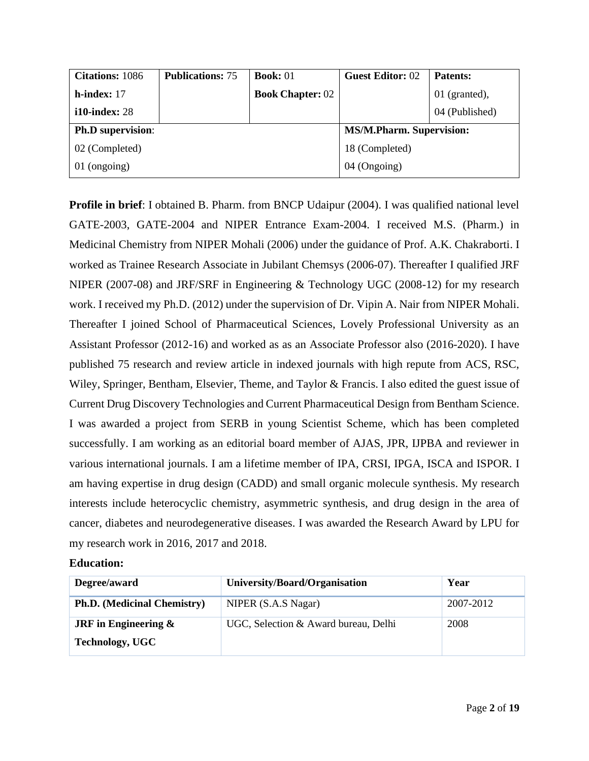| **Citations:** 1086 | **Publications:** 75 | **Book:** 01 | **Guest Editor:** 02 | **Patents:** |
|---|---|---|---|---|
| **h-index:** 17 | | **Book Chapter:** 02 | | 01 (granted), |
| **i10-index:** 28 | | | | 04 (Published) |
| **Ph.D supervision**: | | | **MS/M.Pharm. Supervision:** | |
| 02 (Completed) | | | 18 (Completed) | |
| 01 (ongoing) | | | 04 (Ongoing) | |

**Profile in brief**: I obtained B. Pharm. from BNCP Udaipur (2004). I was qualified national level GATE-2003, GATE-2004 and NIPER Entrance Exam-2004. I received M.S. (Pharm.) in Medicinal Chemistry from NIPER Mohali (2006) under the guidance of Prof. A.K. Chakraborti. I worked as Trainee Research Associate in Jubilant Chemsys (2006-07). Thereafter I qualified JRF NIPER (2007-08) and JRF/SRF in Engineering & Technology UGC (2008-12) for my research work. I received my Ph.D. (2012) under the supervision of Dr. Vipin A. Nair from NIPER Mohali. Thereafter I joined School of Pharmaceutical Sciences, Lovely Professional University as an Assistant Professor (2012-16) and worked as as an Associate Professor also (2016-2020). I have published 75 research and review article in indexed journals with high repute from ACS, RSC, Wiley, Springer, Bentham, Elsevier, Theme, and Taylor & Francis. I also edited the guest issue of Current Drug Discovery Technologies and Current Pharmaceutical Design from Bentham Science. I was awarded a project from SERB in young Scientist Scheme, which has been completed successfully. I am working as an editorial board member of AJAS, JPR, IJPBA and reviewer in various international journals. I am a lifetime member of IPA, CRSI, IPGA, ISCA and ISPOR. I am having expertise in drug design (CADD) and small organic molecule synthesis. My research interests include heterocyclic chemistry, asymmetric synthesis, and drug design in the area of cancer, diabetes and neurodegenerative diseases. I was awarded the Research Award by LPU for my research work in 2016, 2017 and 2018.

**Education:**

| Degree/award | University/Board/Organisation | Year |
|---|---|---|
| **Ph.D. (Medicinal Chemistry)** | NIPER (S.A.S Nagar) | 2007-2012 |
| **JRF in Engineering & Technology, UGC** | UGC, Selection & Award bureau, Delhi | 2008 |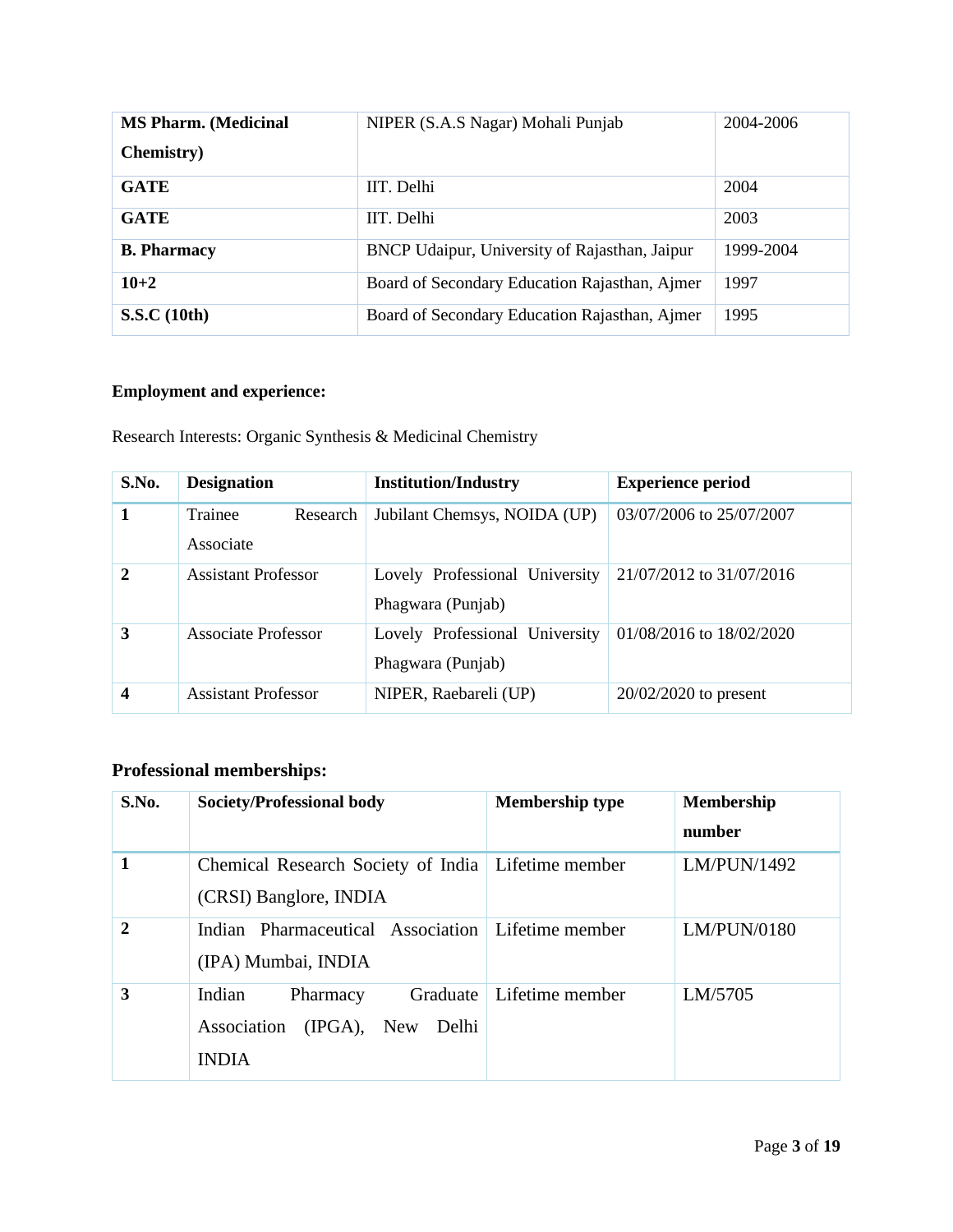| **MS Pharm. (Medicinal Chemistry)** | NIPER (S.A.S Nagar) Mohali Punjab | 2004-2006 |
|---|---|---|
| **GATE** | IIT. Delhi | 2004 |
| **GATE** | IIT. Delhi | 2003 |
| **B. Pharmacy** | BNCP Udaipur, University of Rajasthan, Jaipur | 1999-2004 |
| **10+2** | Board of Secondary Education Rajasthan, Ajmer | 1997 |
| **S.S.C (10th)** | Board of Secondary Education Rajasthan, Ajmer | 1995 |

**Employment and experience:**

Research Interests: Organic Synthesis & Medicinal Chemistry

| S.No. | Designation | Institution/Industry | Experience period |
|---|---|---|---|
| **1** | Trainee Research Associate | Jubilant Chemsys, NOIDA (UP) | 03/07/2006 to 25/07/2007 |
| **2** | Assistant Professor | Lovely Professional University Phagwara (Punjab) | 21/07/2012 to 31/07/2016 |
| **3** | Associate Professor | Lovely Professional University Phagwara (Punjab) | 01/08/2016 to 18/02/2020 |
| **4** | Assistant Professor | NIPER, Raebareli (UP) | 20/02/2020 to present |

## Professional memberships:

| S.No. | Society/Professional body | Membership type | Membership number |
|---|---|---|---|
| **1** | Chemical Research Society of India (CRSI) Banglore, INDIA | Lifetime member | LM/PUN/1492 |
| **2** | Indian Pharmaceutical Association (IPA) Mumbai, INDIA | Lifetime member | LM/PUN/0180 |
| **3** | Indian Pharmacy Graduate Association (IPGA), New Delhi INDIA | Lifetime member | LM/5705 |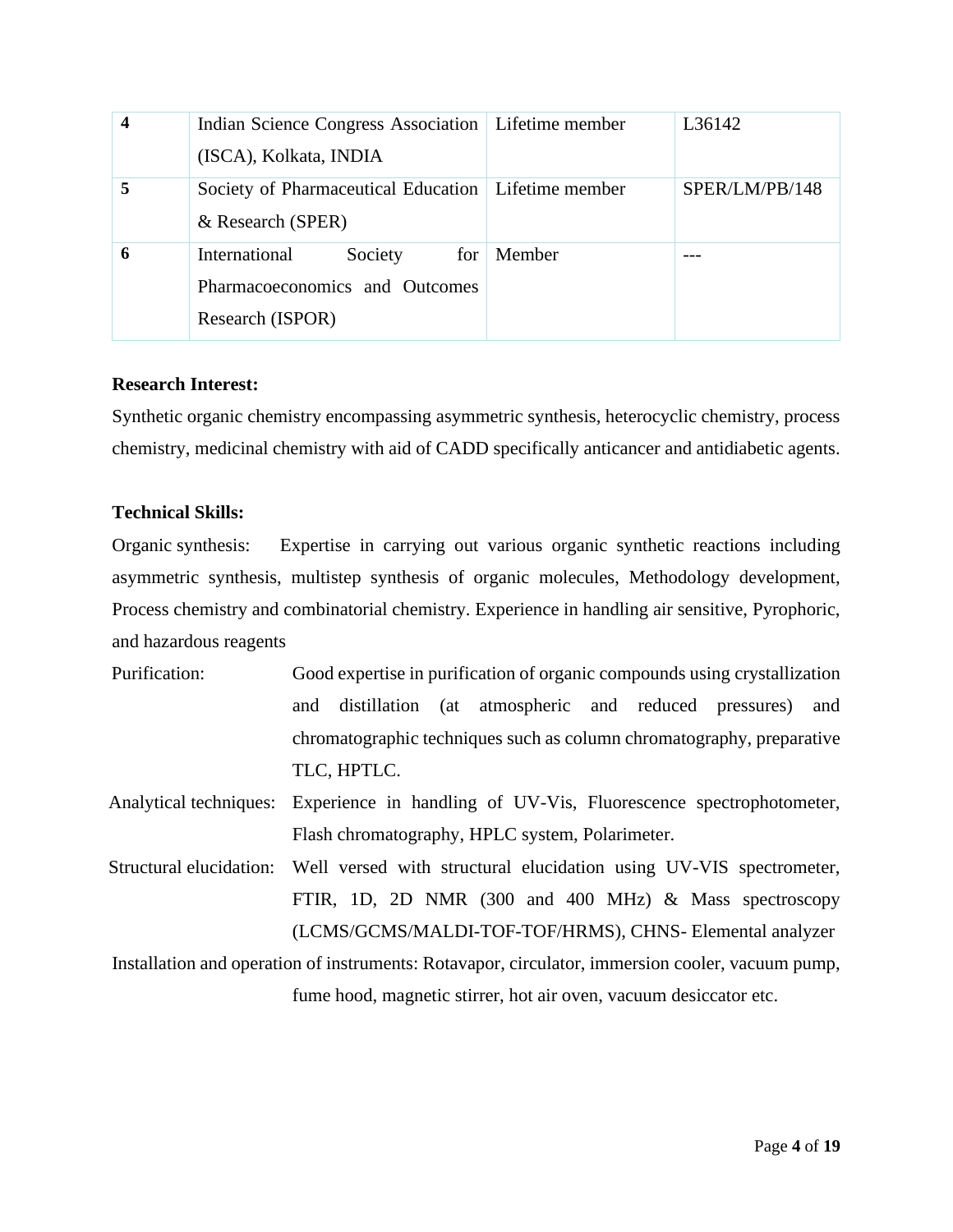| 4 | Indian Science Congress Association (ISCA), Kolkata, INDIA | Lifetime member | L36142 |
|---|---|---|---|
| 5 | Society of Pharmaceutical Education & Research (SPER) | Lifetime member | SPER/LM/PB/148 |
| 6 | International Society for Pharmacoeconomics and Outcomes Research (ISPOR) | Member | --- |

**Research Interest:**

Synthetic organic chemistry encompassing asymmetric synthesis, heterocyclic chemistry, process chemistry, medicinal chemistry with aid of CADD specifically anticancer and antidiabetic agents.

**Technical Skills:**

Organic synthesis: Expertise in carrying out various organic synthetic reactions including asymmetric synthesis, multistep synthesis of organic molecules, Methodology development, Process chemistry and combinatorial chemistry. Experience in handling air sensitive, Pyrophoric, and hazardous reagents

Purification: Good expertise in purification of organic compounds using crystallization and distillation (at atmospheric and reduced pressures) and chromatographic techniques such as column chromatography, preparative TLC, HPTLC.

Analytical techniques: Experience in handling of UV-Vis, Fluorescence spectrophotometer, Flash chromatography, HPLC system, Polarimeter.

Structural elucidation: Well versed with structural elucidation using UV-VIS spectrometer, FTIR, 1D, 2D NMR (300 and 400 MHz) & Mass spectroscopy (LCMS/GCMS/MALDI-TOF-TOF/HRMS), CHNS- Elemental analyzer

Installation and operation of instruments: Rotavapor, circulator, immersion cooler, vacuum pump, fume hood, magnetic stirrer, hot air oven, vacuum desiccator etc.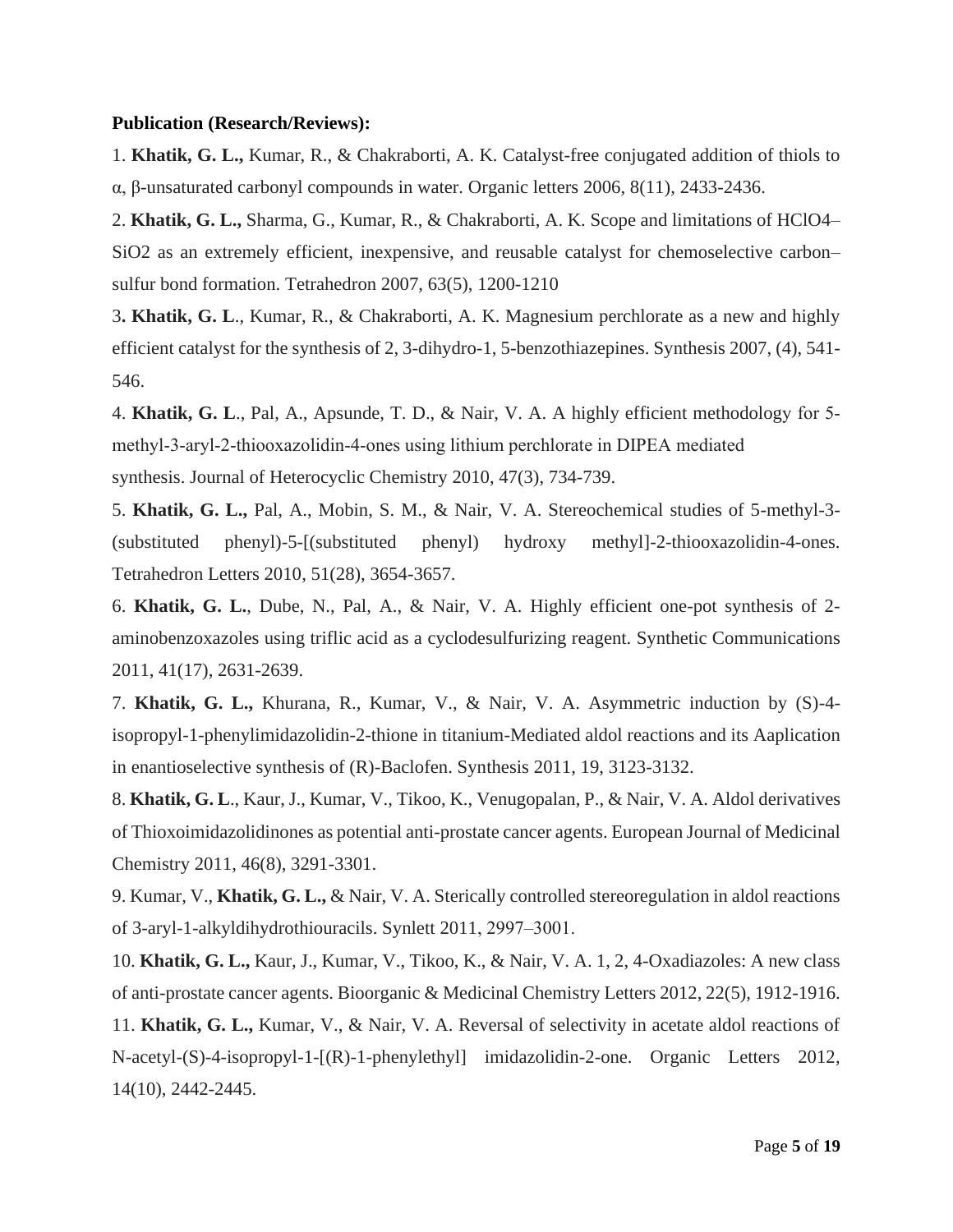**Publication (Research/Reviews):**

1. **Khatik, G. L.,** Kumar, R., & Chakraborti, A. K. Catalyst-free conjugated addition of thiols to α, β-unsaturated carbonyl compounds in water. Organic letters 2006, 8(11), 2433-2436.

2. **Khatik, G. L.,** Sharma, G., Kumar, R., & Chakraborti, A. K. Scope and limitations of $HClO_4$–$SiO_2$ as an extremely efficient, inexpensive, and reusable catalyst for chemoselective carbon–sulfur bond formation. Tetrahedron 2007, 63(5), 1200-1210

3**. Khatik, G. L**., Kumar, R., & Chakraborti, A. K. Magnesium perchlorate as a new and highly efficient catalyst for the synthesis of 2, 3-dihydro-1, 5-benzothiazepines. Synthesis 2007, (4), 541-546.

4. **Khatik, G. L**., Pal, A., Apsunde, T. D., & Nair, V. A. A highly efficient methodology for 5-methyl-3-aryl-2-thiooxazolidin-4-ones using lithium perchlorate in DIPEA mediated synthesis. Journal of Heterocyclic Chemistry 2010, 47(3), 734-739.

5. **Khatik, G. L.,** Pal, A., Mobin, S. M., & Nair, V. A. Stereochemical studies of 5-methyl-3-(substituted phenyl)-5-[(substituted phenyl) hydroxy methyl]-2-thiooxazolidin-4-ones. Tetrahedron Letters 2010, 51(28), 3654-3657.

6. **Khatik, G. L.**, Dube, N., Pal, A., & Nair, V. A. Highly efficient one-pot synthesis of 2-aminobenzoxazoles using triflic acid as a cyclodesulfurizing reagent. Synthetic Communications 2011, 41(17), 2631-2639.

7. **Khatik, G. L.,** Khurana, R., Kumar, V., & Nair, V. A. Asymmetric induction by (S)-4-isopropyl-1-phenylimidazolidin-2-thione in titanium-Mediated aldol reactions and its Aaplication in enantioselective synthesis of (R)-Baclofen. Synthesis 2011, 19, 3123-3132.

8. **Khatik, G. L**., Kaur, J., Kumar, V., Tikoo, K., Venugopalan, P., & Nair, V. A. Aldol derivatives of Thioxoimidazolidinones as potential anti-prostate cancer agents. European Journal of Medicinal Chemistry 2011, 46(8), 3291-3301.

9. Kumar, V., **Khatik, G. L.,** & Nair, V. A. Sterically controlled stereoregulation in aldol reactions of 3-aryl-1-alkyldihydrothiouracils. Synlett 2011, 2997–3001.

10. **Khatik, G. L.,** Kaur, J., Kumar, V., Tikoo, K., & Nair, V. A. 1, 2, 4-Oxadiazoles: A new class of anti-prostate cancer agents. Bioorganic & Medicinal Chemistry Letters 2012, 22(5), 1912-1916.

11. **Khatik, G. L.,** Kumar, V., & Nair, V. A. Reversal of selectivity in acetate aldol reactions of N-acetyl-(S)-4-isopropyl-1-[(R)-1-phenylethyl] imidazolidin-2-one. Organic Letters 2012, 14(10), 2442-2445.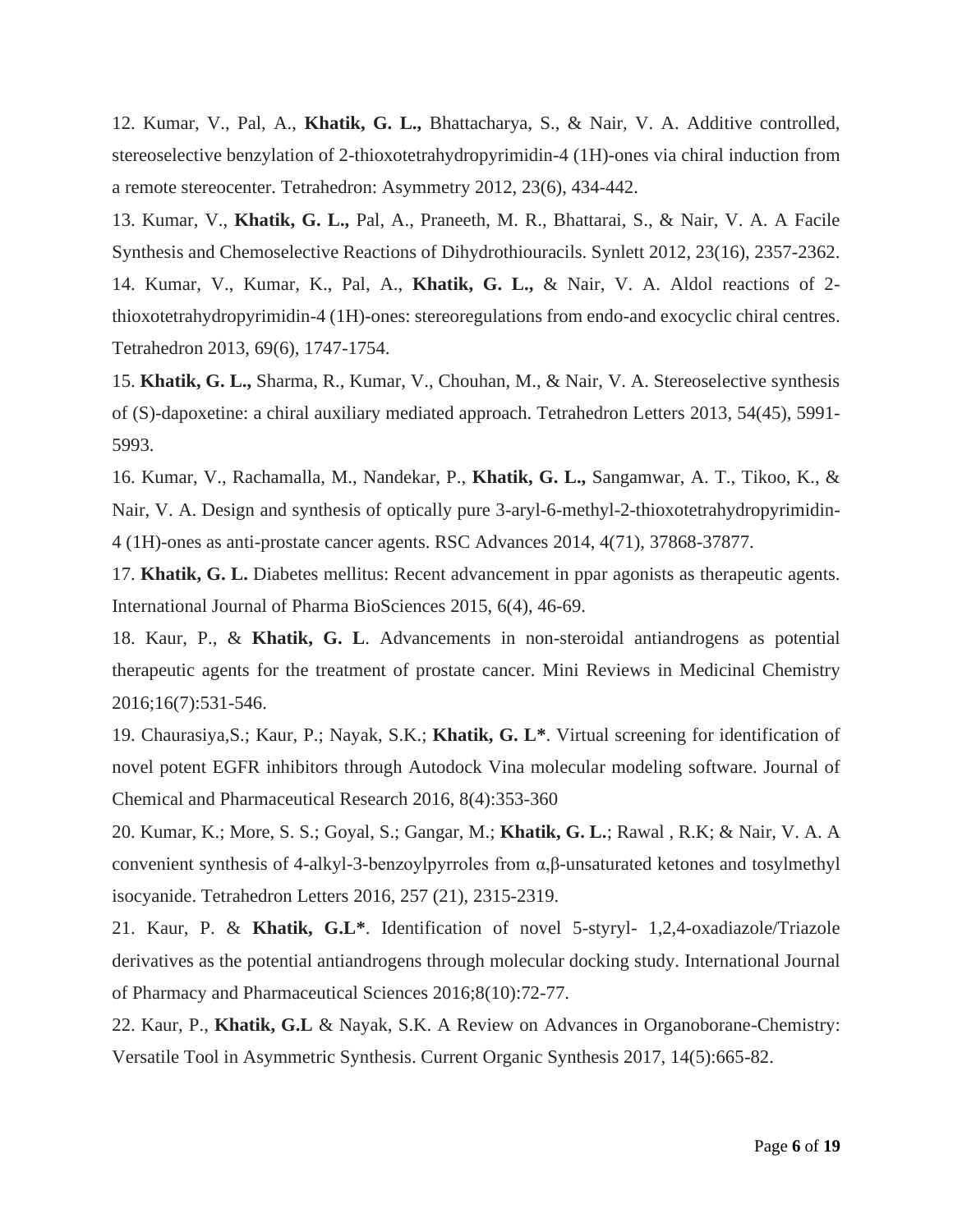12. Kumar, V., Pal, A., **Khatik, G. L.,** Bhattacharya, S., & Nair, V. A. Additive controlled, stereoselective benzylation of 2-thioxotetrahydropyrimidin-4 (1H)-ones via chiral induction from a remote stereocenter. Tetrahedron: Asymmetry 2012, 23(6), 434-442.

13. Kumar, V., **Khatik, G. L.,** Pal, A., Praneeth, M. R., Bhattarai, S., & Nair, V. A. A Facile Synthesis and Chemoselective Reactions of Dihydrothiouracils. Synlett 2012, 23(16), 2357-2362.

14. Kumar, V., Kumar, K., Pal, A., **Khatik, G. L.,** & Nair, V. A. Aldol reactions of 2-thioxotetrahydropyrimidin-4 (1H)-ones: stereoregulations from endo-and exocyclic chiral centres. Tetrahedron 2013, 69(6), 1747-1754.

15. **Khatik, G. L.,** Sharma, R., Kumar, V., Chouhan, M., & Nair, V. A. Stereoselective synthesis of (S)-dapoxetine: a chiral auxiliary mediated approach. Tetrahedron Letters 2013, 54(45), 5991-5993.

16. Kumar, V., Rachamalla, M., Nandekar, P., **Khatik, G. L.,** Sangamwar, A. T., Tikoo, K., & Nair, V. A. Design and synthesis of optically pure 3-aryl-6-methyl-2-thioxotetrahydropyrimidin-4 (1H)-ones as anti-prostate cancer agents. RSC Advances 2014, 4(71), 37868-37877.

17. **Khatik, G. L.** Diabetes mellitus: Recent advancement in ppar agonists as therapeutic agents. International Journal of Pharma BioSciences 2015, 6(4), 46-69.

18. Kaur, P., & **Khatik, G. L**. Advancements in non-steroidal antiandrogens as potential therapeutic agents for the treatment of prostate cancer. Mini Reviews in Medicinal Chemistry 2016;16(7):531-546.

19. Chaurasiya,S.; Kaur, P.; Nayak, S.K.; **Khatik, G. L\***. Virtual screening for identification of novel potent EGFR inhibitors through Autodock Vina molecular modeling software. Journal of Chemical and Pharmaceutical Research 2016, 8(4):353-360

20. Kumar, K.; More, S. S.; Goyal, S.; Gangar, M.; **Khatik, G. L.**; Rawal , R.K; & Nair, V. A. A convenient synthesis of 4-alkyl-3-benzoylpyrroles from α,β-unsaturated ketones and tosylmethyl isocyanide. Tetrahedron Letters 2016, 257 (21), 2315-2319.

21. Kaur, P. & **Khatik, G.L\***. Identification of novel 5-styryl- 1,2,4-oxadiazole/Triazole derivatives as the potential antiandrogens through molecular docking study. International Journal of Pharmacy and Pharmaceutical Sciences 2016;8(10):72-77.

22. Kaur, P., **Khatik, G.L** & Nayak, S.K. A Review on Advances in Organoborane-Chemistry: Versatile Tool in Asymmetric Synthesis. Current Organic Synthesis 2017, 14(5):665-82.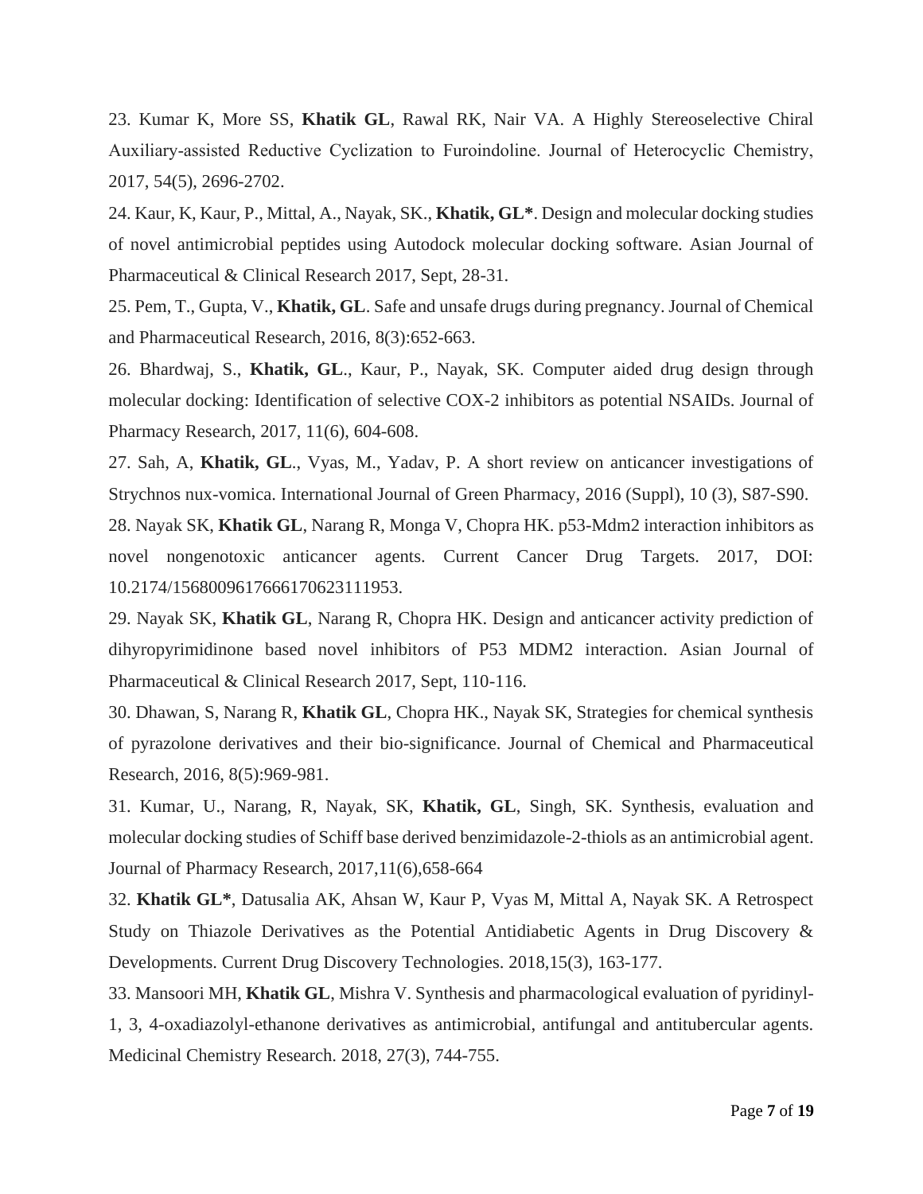23. Kumar K, More SS, **Khatik GL**, Rawal RK, Nair VA. A Highly Stereoselective Chiral Auxiliary-assisted Reductive Cyclization to Furoindoline. Journal of Heterocyclic Chemistry, 2017, 54(5), 2696-2702.

24. Kaur, K, Kaur, P., Mittal, A., Nayak, SK., **Khatik, GL***. Design and molecular docking studies of novel antimicrobial peptides using Autodock molecular docking software. Asian Journal of Pharmaceutical & Clinical Research 2017, Sept, 28-31.

25. Pem, T., Gupta, V., **Khatik, GL**. Safe and unsafe drugs during pregnancy. Journal of Chemical and Pharmaceutical Research, 2016, 8(3):652-663.

26. Bhardwaj, S., **Khatik, GL**., Kaur, P., Nayak, SK. Computer aided drug design through molecular docking: Identification of selective COX-2 inhibitors as potential NSAIDs. Journal of Pharmacy Research, 2017, 11(6), 604-608.

27. Sah, A, **Khatik, GL**., Vyas, M., Yadav, P. A short review on anticancer investigations of Strychnos nux-vomica. International Journal of Green Pharmacy, 2016 (Suppl), 10 (3), S87-S90.

28. Nayak SK, **Khatik GL**, Narang R, Monga V, Chopra HK. p53-Mdm2 interaction inhibitors as novel nongenotoxic anticancer agents. Current Cancer Drug Targets. 2017, DOI: 10.2174/1568009617666170623111953.

29. Nayak SK, **Khatik GL**, Narang R, Chopra HK. Design and anticancer activity prediction of dihyropyrimidinone based novel inhibitors of P53 MDM2 interaction. Asian Journal of Pharmaceutical & Clinical Research 2017, Sept, 110-116.

30. Dhawan, S, Narang R, **Khatik GL**, Chopra HK., Nayak SK, Strategies for chemical synthesis of pyrazolone derivatives and their bio-significance. Journal of Chemical and Pharmaceutical Research, 2016, 8(5):969-981.

31. Kumar, U., Narang, R, Nayak, SK, **Khatik, GL**, Singh, SK. Synthesis, evaluation and molecular docking studies of Schiff base derived benzimidazole-2-thiols as an antimicrobial agent. Journal of Pharmacy Research, 2017,11(6),658-664

32. **Khatik GL***, Datusalia AK, Ahsan W, Kaur P, Vyas M, Mittal A, Nayak SK. A Retrospect Study on Thiazole Derivatives as the Potential Antidiabetic Agents in Drug Discovery & Developments. Current Drug Discovery Technologies. 2018,15(3), 163-177.

33. Mansoori MH, **Khatik GL**, Mishra V. Synthesis and pharmacological evaluation of pyridinyl-1, 3, 4-oxadiazolyl-ethanone derivatives as antimicrobial, antifungal and antitubercular agents. Medicinal Chemistry Research. 2018, 27(3), 744-755.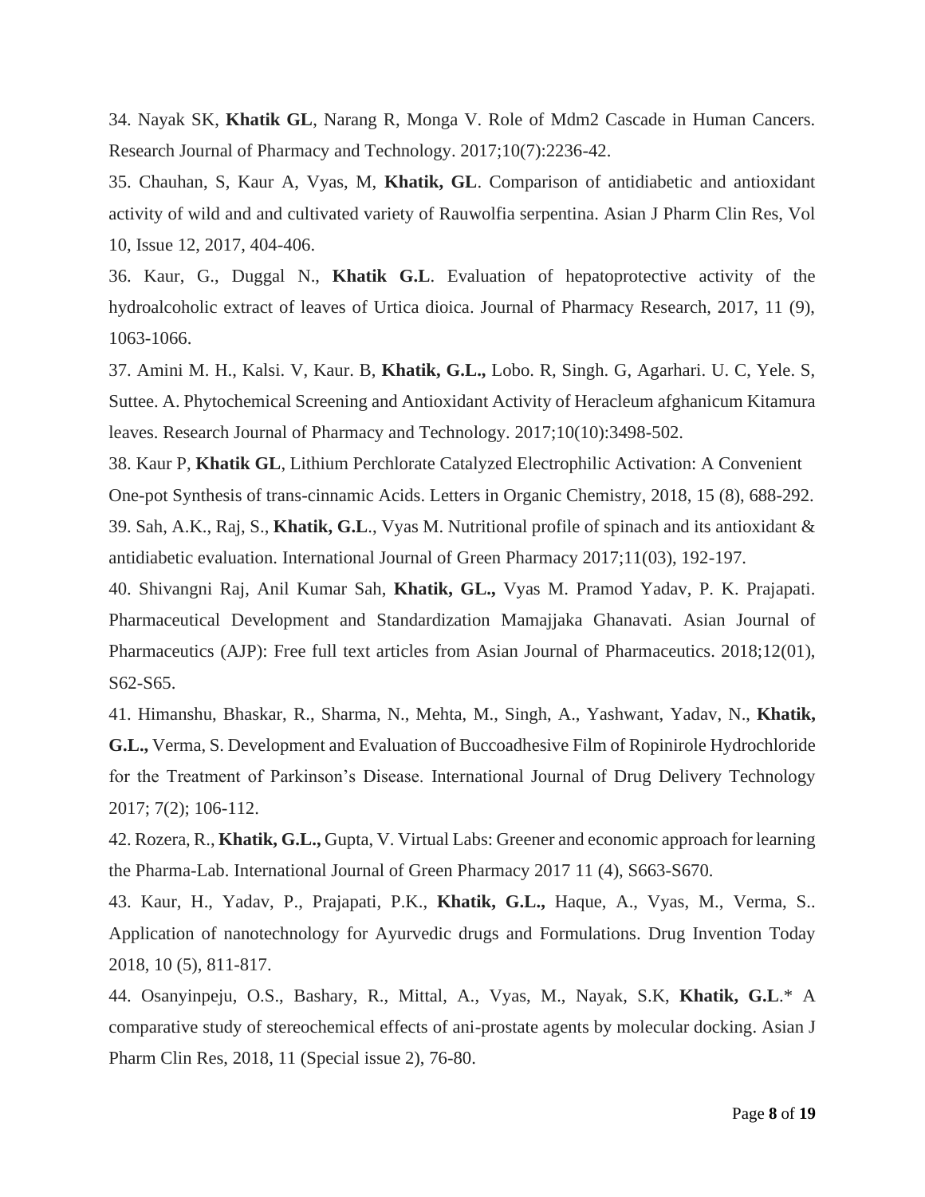34. Nayak SK, **Khatik GL**, Narang R, Monga V. Role of Mdm2 Cascade in Human Cancers. Research Journal of Pharmacy and Technology. 2017;10(7):2236-42.

35. Chauhan, S, Kaur A, Vyas, M, **Khatik, GL**. Comparison of antidiabetic and antioxidant activity of wild and and cultivated variety of Rauwolfia serpentina. Asian J Pharm Clin Res, Vol 10, Issue 12, 2017, 404-406.

36. Kaur, G., Duggal N., **Khatik G.L**. Evaluation of hepatoprotective activity of the hydroalcoholic extract of leaves of Urtica dioica. Journal of Pharmacy Research, 2017, 11 (9), 1063-1066.

37. Amini M. H., Kalsi. V, Kaur. B, **Khatik, G.L.,** Lobo. R, Singh. G, Agarhari. U. C, Yele. S, Suttee. A. Phytochemical Screening and Antioxidant Activity of Heracleum afghanicum Kitamura leaves. Research Journal of Pharmacy and Technology. 2017;10(10):3498-502.

38. Kaur P, **Khatik GL**, Lithium Perchlorate Catalyzed Electrophilic Activation: A Convenient One-pot Synthesis of trans-cinnamic Acids. Letters in Organic Chemistry, 2018, 15 (8), 688-292.

39. Sah, A.K., Raj, S., **Khatik, G.L**., Vyas M. Nutritional profile of spinach and its antioxidant & antidiabetic evaluation. International Journal of Green Pharmacy 2017;11(03), 192-197.

40. Shivangni Raj, Anil Kumar Sah, **Khatik, GL.,** Vyas M. Pramod Yadav, P. K. Prajapati. Pharmaceutical Development and Standardization Mamajjaka Ghanavati. Asian Journal of Pharmaceutics (AJP): Free full text articles from Asian Journal of Pharmaceutics. 2018;12(01), S62-S65.

41. Himanshu, Bhaskar, R., Sharma, N., Mehta, M., Singh, A., Yashwant, Yadav, N., **Khatik, G.L.,** Verma, S. Development and Evaluation of Buccoadhesive Film of Ropinirole Hydrochloride for the Treatment of Parkinson's Disease. International Journal of Drug Delivery Technology 2017; 7(2); 106-112.

42. Rozera, R., **Khatik, G.L.,** Gupta, V. Virtual Labs: Greener and economic approach for learning the Pharma-Lab. International Journal of Green Pharmacy 2017 11 (4), S663-S670.

43. Kaur, H., Yadav, P., Prajapati, P.K., **Khatik, G.L.,** Haque, A., Vyas, M., Verma, S.. Application of nanotechnology for Ayurvedic drugs and Formulations. Drug Invention Today 2018, 10 (5), 811-817.

44. Osanyinpeju, O.S., Bashary, R., Mittal, A., Vyas, M., Nayak, S.K, **Khatik, G.L**.* A comparative study of stereochemical effects of ani-prostate agents by molecular docking. Asian J Pharm Clin Res, 2018, 11 (Special issue 2), 76-80.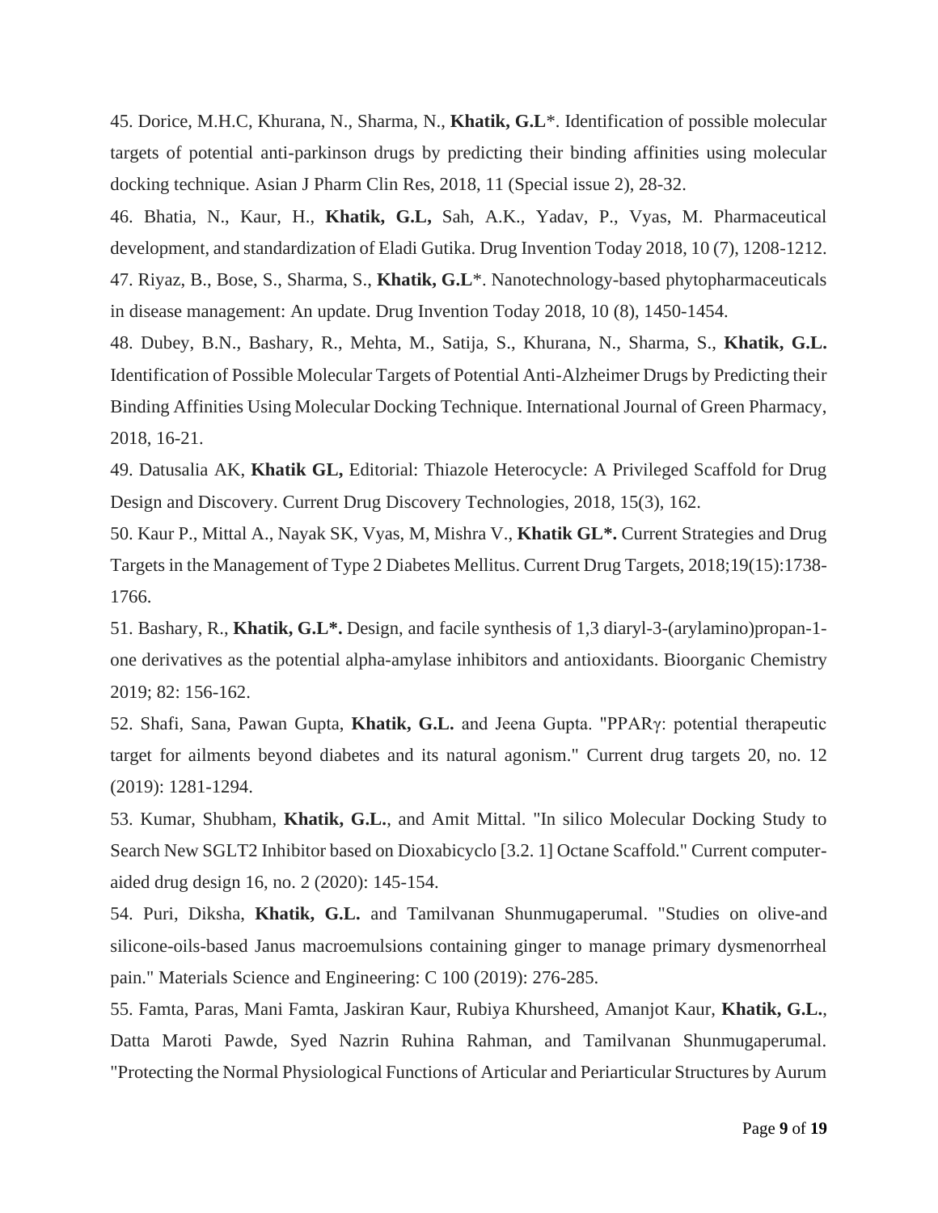45. Dorice, M.H.C, Khurana, N., Sharma, N., **Khatik, G.L***. Identification of possible molecular targets of potential anti-parkinson drugs by predicting their binding affinities using molecular docking technique. Asian J Pharm Clin Res, 2018, 11 (Special issue 2), 28-32.

46. Bhatia, N., Kaur, H., **Khatik, G.L,** Sah, A.K., Yadav, P., Vyas, M. Pharmaceutical development, and standardization of Eladi Gutika. Drug Invention Today 2018, 10 (7), 1208-1212.

47. Riyaz, B., Bose, S., Sharma, S., **Khatik, G.L***. Nanotechnology-based phytopharmaceuticals in disease management: An update. Drug Invention Today 2018, 10 (8), 1450-1454.

48. Dubey, B.N., Bashary, R., Mehta, M., Satija, S., Khurana, N., Sharma, S., **Khatik, G.L.** Identification of Possible Molecular Targets of Potential Anti-Alzheimer Drugs by Predicting their Binding Affinities Using Molecular Docking Technique. International Journal of Green Pharmacy, 2018, 16-21.

49. Datusalia AK, **Khatik GL,** Editorial: Thiazole Heterocycle: A Privileged Scaffold for Drug Design and Discovery. Current Drug Discovery Technologies, 2018, 15(3), 162.

50. Kaur P., Mittal A., Nayak SK, Vyas, M, Mishra V., **Khatik GL*.** Current Strategies and Drug Targets in the Management of Type 2 Diabetes Mellitus. Current Drug Targets, 2018;19(15):1738-1766.

51. Bashary, R., **Khatik, G.L*.** Design, and facile synthesis of 1,3 diaryl-3-(arylamino)propan-1-one derivatives as the potential alpha-amylase inhibitors and antioxidants. Bioorganic Chemistry 2019; 82: 156-162.

52. Shafi, Sana, Pawan Gupta, **Khatik, G.L.** and Jeena Gupta. "PPARγ: potential therapeutic target for ailments beyond diabetes and its natural agonism." Current drug targets 20, no. 12 (2019): 1281-1294.

53. Kumar, Shubham, **Khatik, G.L.**, and Amit Mittal. "In silico Molecular Docking Study to Search New SGLT2 Inhibitor based on Dioxabicyclo [3.2. 1] Octane Scaffold." Current computer-aided drug design 16, no. 2 (2020): 145-154.

54. Puri, Diksha, **Khatik, G.L.** and Tamilvanan Shunmugaperumal. "Studies on olive-and silicone-oils-based Janus macroemulsions containing ginger to manage primary dysmenorrheal pain." Materials Science and Engineering: C 100 (2019): 276-285.

55. Famta, Paras, Mani Famta, Jaskiran Kaur, Rubiya Khursheed, Amanjot Kaur, **Khatik, G.L.**, Datta Maroti Pawde, Syed Nazrin Ruhina Rahman, and Tamilvanan Shunmugaperumal. "Protecting the Normal Physiological Functions of Articular and Periarticular Structures by Aurum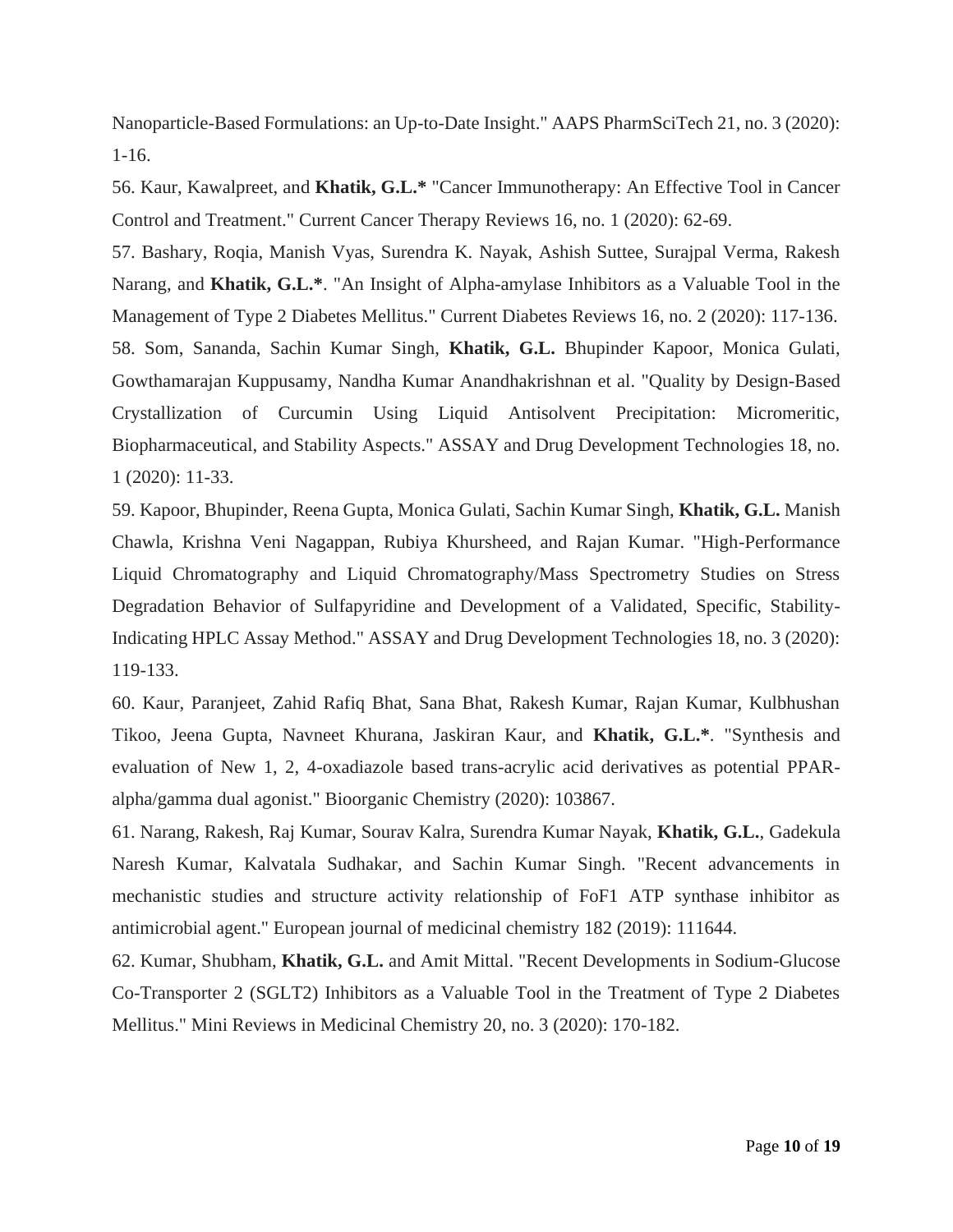Nanoparticle-Based Formulations: an Up-to-Date Insight." AAPS PharmSciTech 21, no. 3 (2020): 1-16.

56. Kaur, Kawalpreet, and **Khatik, G.L.*** "Cancer Immunotherapy: An Effective Tool in Cancer Control and Treatment." Current Cancer Therapy Reviews 16, no. 1 (2020): 62-69.

57. Bashary, Roqia, Manish Vyas, Surendra K. Nayak, Ashish Suttee, Surajpal Verma, Rakesh Narang, and **Khatik, G.L.***. "An Insight of Alpha-amylase Inhibitors as a Valuable Tool in the Management of Type 2 Diabetes Mellitus." Current Diabetes Reviews 16, no. 2 (2020): 117-136.

58. Som, Sananda, Sachin Kumar Singh, **Khatik, G.L.** Bhupinder Kapoor, Monica Gulati, Gowthamarajan Kuppusamy, Nandha Kumar Anandhakrishnan et al. "Quality by Design-Based Crystallization of Curcumin Using Liquid Antisolvent Precipitation: Micromeritic, Biopharmaceutical, and Stability Aspects." ASSAY and Drug Development Technologies 18, no. 1 (2020): 11-33.

59. Kapoor, Bhupinder, Reena Gupta, Monica Gulati, Sachin Kumar Singh, **Khatik, G.L.** Manish Chawla, Krishna Veni Nagappan, Rubiya Khursheed, and Rajan Kumar. "High-Performance Liquid Chromatography and Liquid Chromatography/Mass Spectrometry Studies on Stress Degradation Behavior of Sulfapyridine and Development of a Validated, Specific, Stability-Indicating HPLC Assay Method." ASSAY and Drug Development Technologies 18, no. 3 (2020): 119-133.

60. Kaur, Paranjeet, Zahid Rafiq Bhat, Sana Bhat, Rakesh Kumar, Rajan Kumar, Kulbhushan Tikoo, Jeena Gupta, Navneet Khurana, Jaskiran Kaur, and **Khatik, G.L.***. "Synthesis and evaluation of New 1, 2, 4-oxadiazole based trans-acrylic acid derivatives as potential PPAR-alpha/gamma dual agonist." Bioorganic Chemistry (2020): 103867.

61. Narang, Rakesh, Raj Kumar, Sourav Kalra, Surendra Kumar Nayak, **Khatik, G.L.**, Gadekula Naresh Kumar, Kalvatala Sudhakar, and Sachin Kumar Singh. "Recent advancements in mechanistic studies and structure activity relationship of FoF1 ATP synthase inhibitor as antimicrobial agent." European journal of medicinal chemistry 182 (2019): 111644.

62. Kumar, Shubham, **Khatik, G.L.** and Amit Mittal. "Recent Developments in Sodium-Glucose Co-Transporter 2 (SGLT2) Inhibitors as a Valuable Tool in the Treatment of Type 2 Diabetes Mellitus." Mini Reviews in Medicinal Chemistry 20, no. 3 (2020): 170-182.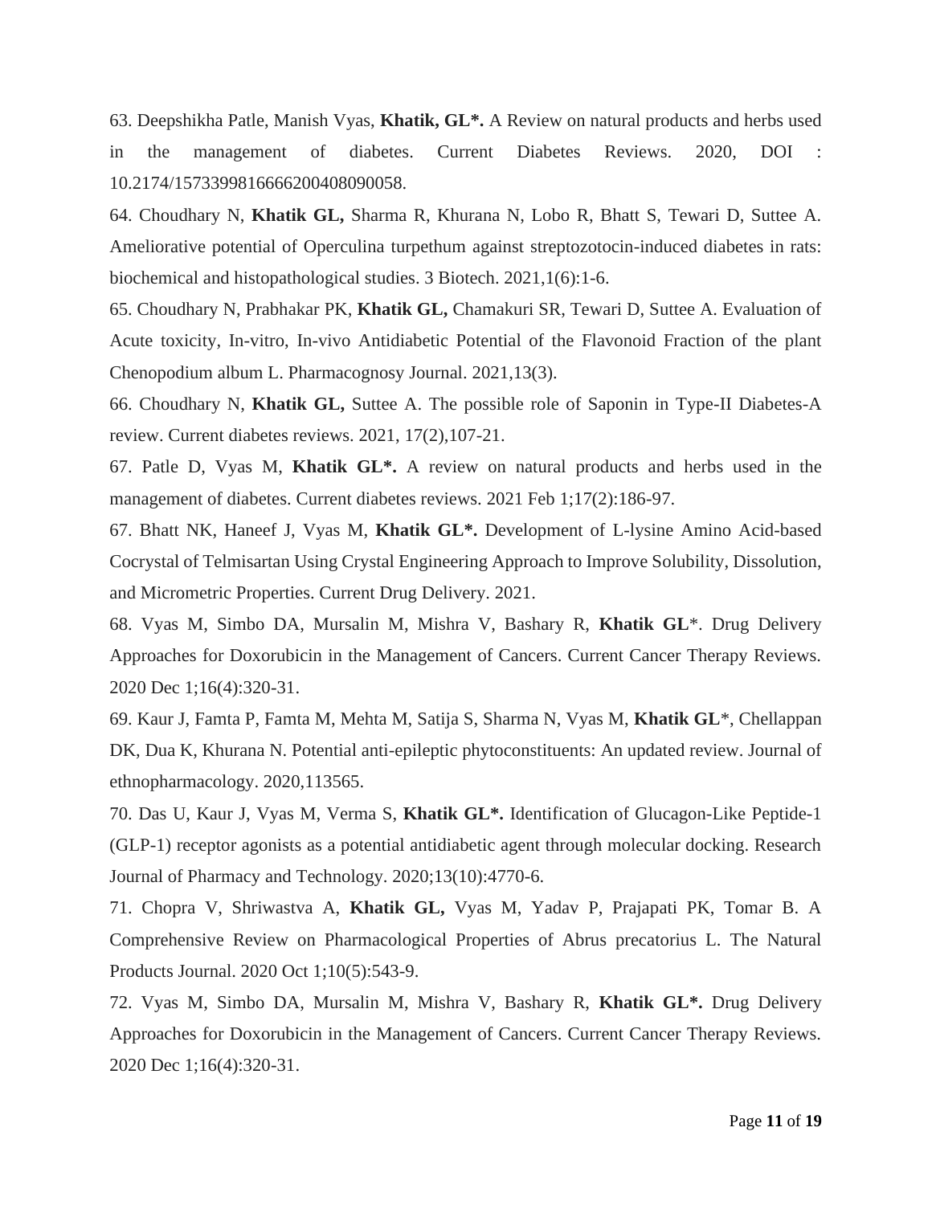63. Deepshikha Patle, Manish Vyas, **Khatik, GL*.** A Review on natural products and herbs used in the management of diabetes. Current Diabetes Reviews. 2020, DOI : 10.2174/1573399816666200408090058.

64. Choudhary N, **Khatik GL,** Sharma R, Khurana N, Lobo R, Bhatt S, Tewari D, Suttee A. Ameliorative potential of Operculina turpethum against streptozotocin-induced diabetes in rats: biochemical and histopathological studies. 3 Biotech. 2021,1(6):1-6.

65. Choudhary N, Prabhakar PK, **Khatik GL,** Chamakuri SR, Tewari D, Suttee A. Evaluation of Acute toxicity, In-vitro, In-vivo Antidiabetic Potential of the Flavonoid Fraction of the plant Chenopodium album L. Pharmacognosy Journal. 2021,13(3).

66. Choudhary N, **Khatik GL,** Suttee A. The possible role of Saponin in Type-II Diabetes-A review. Current diabetes reviews. 2021, 17(2),107-21.

67. Patle D, Vyas M, **Khatik GL*.** A review on natural products and herbs used in the management of diabetes. Current diabetes reviews. 2021 Feb 1;17(2):186-97.

67. Bhatt NK, Haneef J, Vyas M, **Khatik GL*.** Development of L-lysine Amino Acid-based Cocrystal of Telmisartan Using Crystal Engineering Approach to Improve Solubility, Dissolution, and Micrometric Properties. Current Drug Delivery. 2021.

68. Vyas M, Simbo DA, Mursalin M, Mishra V, Bashary R, **Khatik GL**\*. Drug Delivery Approaches for Doxorubicin in the Management of Cancers. Current Cancer Therapy Reviews. 2020 Dec 1;16(4):320-31.

69. Kaur J, Famta P, Famta M, Mehta M, Satija S, Sharma N, Vyas M, **Khatik GL**\*, Chellappan DK, Dua K, Khurana N. Potential anti-epileptic phytoconstituents: An updated review. Journal of ethnopharmacology. 2020,113565.

70. Das U, Kaur J, Vyas M, Verma S, **Khatik GL*.** Identification of Glucagon-Like Peptide-1 (GLP-1) receptor agonists as a potential antidiabetic agent through molecular docking. Research Journal of Pharmacy and Technology. 2020;13(10):4770-6.

71. Chopra V, Shriwastva A, **Khatik GL,** Vyas M, Yadav P, Prajapati PK, Tomar B. A Comprehensive Review on Pharmacological Properties of Abrus precatorius L. The Natural Products Journal. 2020 Oct 1;10(5):543-9.

72. Vyas M, Simbo DA, Mursalin M, Mishra V, Bashary R, **Khatik GL*.** Drug Delivery Approaches for Doxorubicin in the Management of Cancers. Current Cancer Therapy Reviews. 2020 Dec 1;16(4):320-31.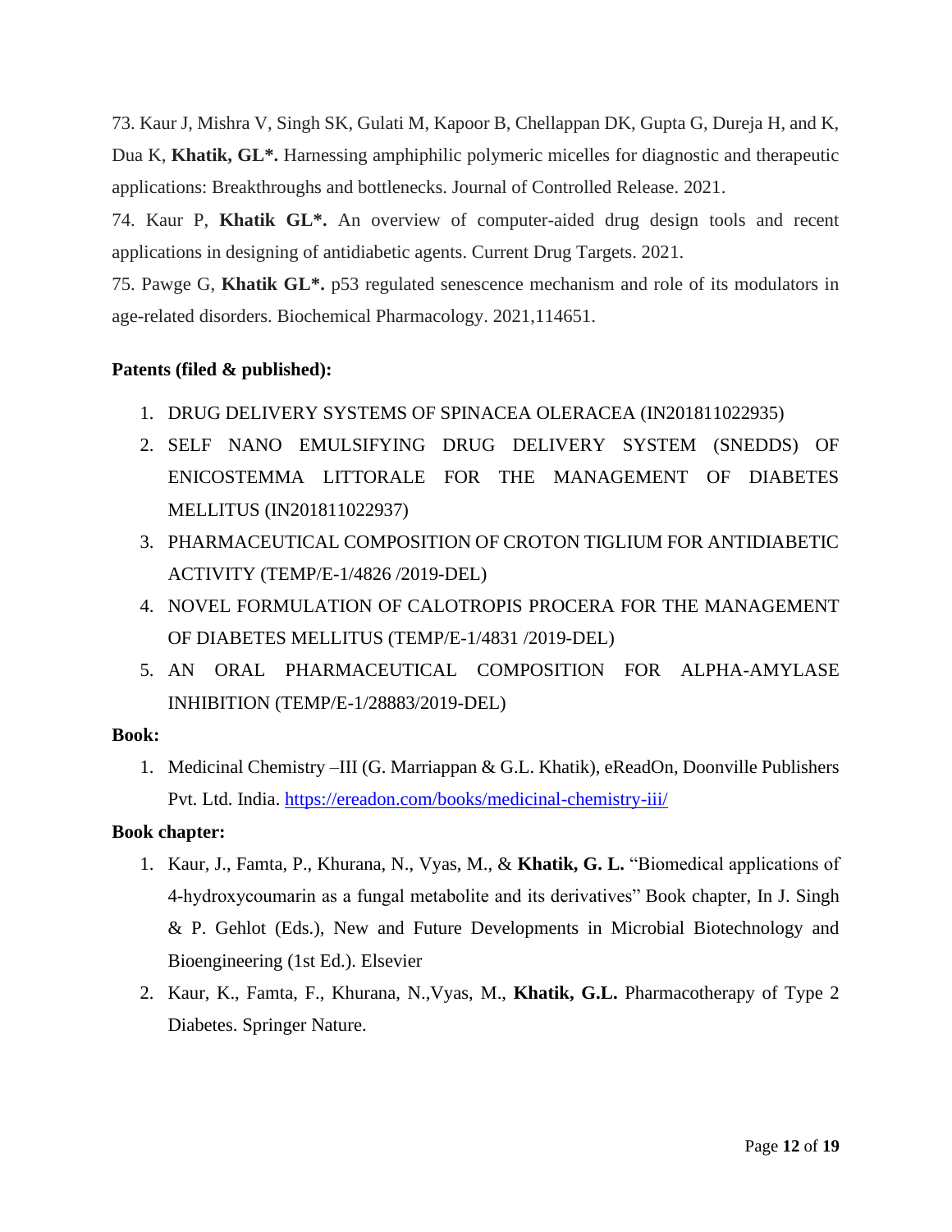73. Kaur J, Mishra V, Singh SK, Gulati M, Kapoor B, Chellappan DK, Gupta G, Dureja H, and K, Dua K, **Khatik, GL*.** Harnessing amphiphilic polymeric micelles for diagnostic and therapeutic applications: Breakthroughs and bottlenecks. Journal of Controlled Release. 2021.

74. Kaur P, **Khatik GL*.** An overview of computer-aided drug design tools and recent applications in designing of antidiabetic agents. Current Drug Targets. 2021.

75. Pawge G, **Khatik GL*.** p53 regulated senescence mechanism and role of its modulators in age-related disorders. Biochemical Pharmacology. 2021,114651.

**Patents (filed & published):**

1. DRUG DELIVERY SYSTEMS OF SPINACEA OLERACEA (IN201811022935)
2. SELF NANO EMULSIFYING DRUG DELIVERY SYSTEM (SNEDDS) OF ENICOSTEMMA LITTORALE FOR THE MANAGEMENT OF DIABETES MELLITUS (IN201811022937)
3. PHARMACEUTICAL COMPOSITION OF CROTON TIGLIUM FOR ANTIDIABETIC ACTIVITY (TEMP/E-1/4826 /2019-DEL)
4. NOVEL FORMULATION OF CALOTROPIS PROCERA FOR THE MANAGEMENT OF DIABETES MELLITUS (TEMP/E-1/4831 /2019-DEL)
5. AN ORAL PHARMACEUTICAL COMPOSITION FOR ALPHA-AMYLASE INHIBITION (TEMP/E-1/28883/2019-DEL)

**Book:**

1. Medicinal Chemistry –III (G. Marriappan & G.L. Khatik), eReadOn, Doonville Publishers Pvt. Ltd. India. https://ereadon.com/books/medicinal-chemistry-iii/

**Book chapter:**

1. Kaur, J., Famta, P., Khurana, N., Vyas, M., & **Khatik, G. L.** "Biomedical applications of 4-hydroxycoumarin as a fungal metabolite and its derivatives" Book chapter, In J. Singh & P. Gehlot (Eds.), New and Future Developments in Microbial Biotechnology and Bioengineering (1st Ed.). Elsevier
2. Kaur, K., Famta, F., Khurana, N.,Vyas, M., **Khatik, G.L.** Pharmacotherapy of Type 2 Diabetes. Springer Nature.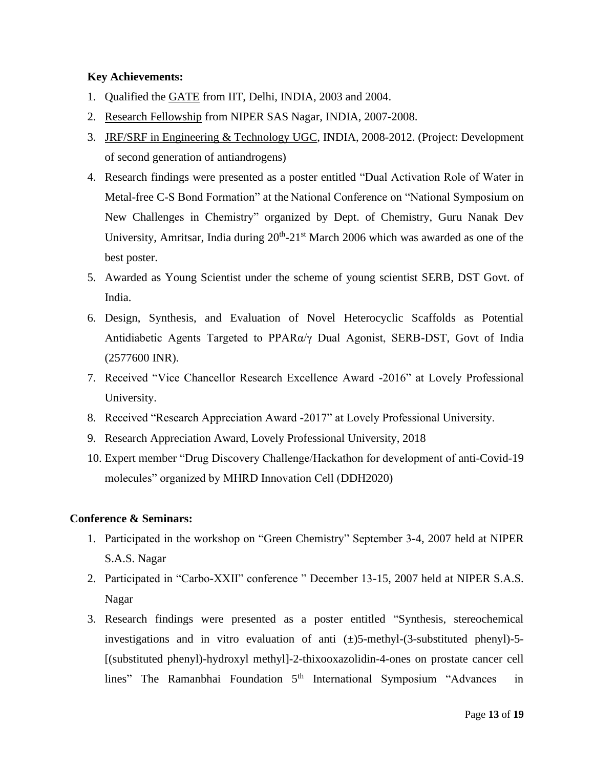**Key Achievements:**

1. Qualified the GATE from IIT, Delhi, INDIA, 2003 and 2004.
2. Research Fellowship from NIPER SAS Nagar, INDIA, 2007-2008.
3. JRF/SRF in Engineering & Technology UGC, INDIA, 2008-2012. (Project: Development of second generation of antiandrogens)
4. Research findings were presented as a poster entitled "Dual Activation Role of Water in Metal-free C-S Bond Formation" at the National Conference on "National Symposium on New Challenges in Chemistry" organized by Dept. of Chemistry, Guru Nanak Dev University, Amritsar, India during 20th-21st March 2006 which was awarded as one of the best poster.
5. Awarded as Young Scientist under the scheme of young scientist SERB, DST Govt. of India.
6. Design, Synthesis, and Evaluation of Novel Heterocyclic Scaffolds as Potential Antidiabetic Agents Targeted to PPARα/γ Dual Agonist, SERB-DST, Govt of India (2577600 INR).
7. Received "Vice Chancellor Research Excellence Award -2016" at Lovely Professional University.
8. Received "Research Appreciation Award -2017" at Lovely Professional University.
9. Research Appreciation Award, Lovely Professional University, 2018
10. Expert member "Drug Discovery Challenge/Hackathon for development of anti-Covid-19 molecules" organized by MHRD Innovation Cell (DDH2020)

**Conference & Seminars:**

1. Participated in the workshop on "Green Chemistry" September 3-4, 2007 held at NIPER S.A.S. Nagar
2. Participated in "Carbo-XXII" conference " December 13-15, 2007 held at NIPER S.A.S. Nagar
3. Research findings were presented as a poster entitled "Synthesis, stereochemical investigations and in vitro evaluation of anti (±)5-methyl-(3-substituted phenyl)-5-[(substituted phenyl)-hydroxyl methyl]-2-thixooxazolidin-4-ones on prostate cancer cell lines" The Ramanbhai Foundation 5th International Symposium "Advances in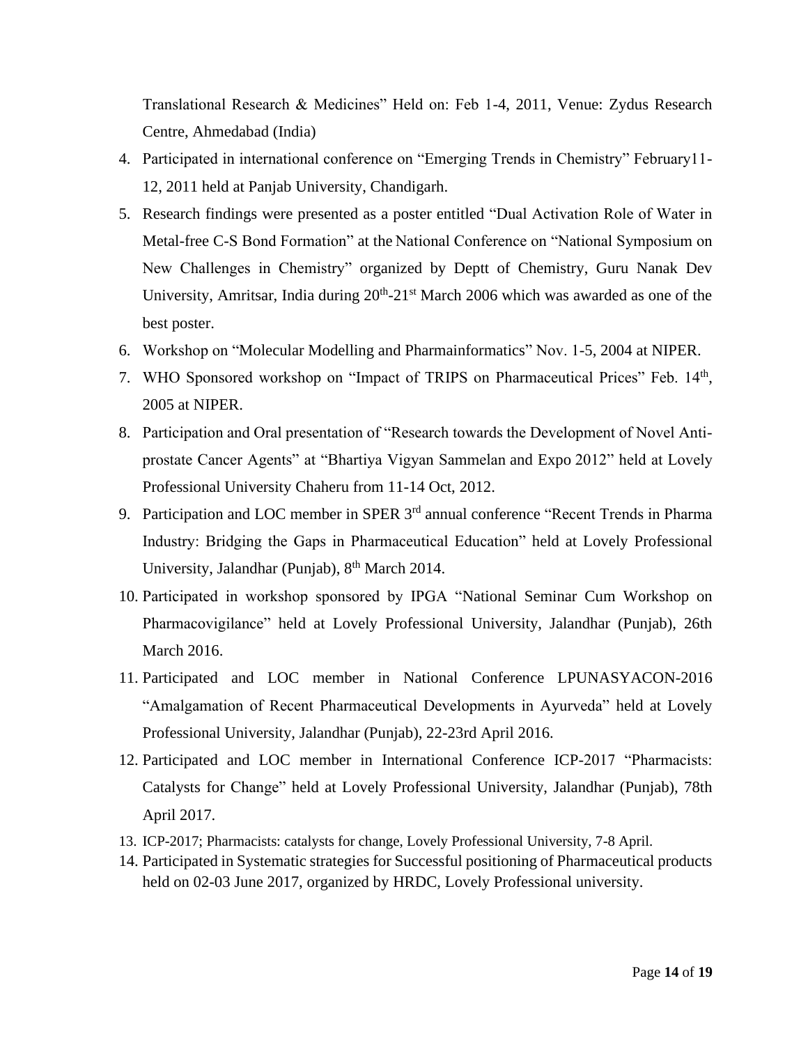Translational Research & Medicines" Held on: Feb 1-4, 2011, Venue: Zydus Research Centre, Ahmedabad (India)

4. Participated in international conference on "Emerging Trends in Chemistry" February11-12, 2011 held at Panjab University, Chandigarh.
5. Research findings were presented as a poster entitled "Dual Activation Role of Water in Metal-free C-S Bond Formation" at the National Conference on "National Symposium on New Challenges in Chemistry" organized by Deptt of Chemistry, Guru Nanak Dev University, Amritsar, India during 20th-21st March 2006 which was awarded as one of the best poster.
6. Workshop on "Molecular Modelling and Pharmainformatics" Nov. 1-5, 2004 at NIPER.
7. WHO Sponsored workshop on "Impact of TRIPS on Pharmaceutical Prices" Feb. 14th, 2005 at NIPER.
8. Participation and Oral presentation of "Research towards the Development of Novel Anti-prostate Cancer Agents" at "Bhartiya Vigyan Sammelan and Expo 2012" held at Lovely Professional University Chaheru from 11-14 Oct, 2012.
9. Participation and LOC member in SPER 3rd annual conference "Recent Trends in Pharma Industry: Bridging the Gaps in Pharmaceutical Education" held at Lovely Professional University, Jalandhar (Punjab), 8th March 2014.
10. Participated in workshop sponsored by IPGA "National Seminar Cum Workshop on Pharmacovigilance" held at Lovely Professional University, Jalandhar (Punjab), 26th March 2016.
11. Participated and LOC member in National Conference LPUNASYACON-2016 "Amalgamation of Recent Pharmaceutical Developments in Ayurveda" held at Lovely Professional University, Jalandhar (Punjab), 22-23rd April 2016.
12. Participated and LOC member in International Conference ICP-2017 "Pharmacists: Catalysts for Change" held at Lovely Professional University, Jalandhar (Punjab), 78th April 2017.
13. ICP-2017; Pharmacists: catalysts for change, Lovely Professional University, 7-8 April.
14. Participated in Systematic strategies for Successful positioning of Pharmaceutical products held on 02-03 June 2017, organized by HRDC, Lovely Professional university.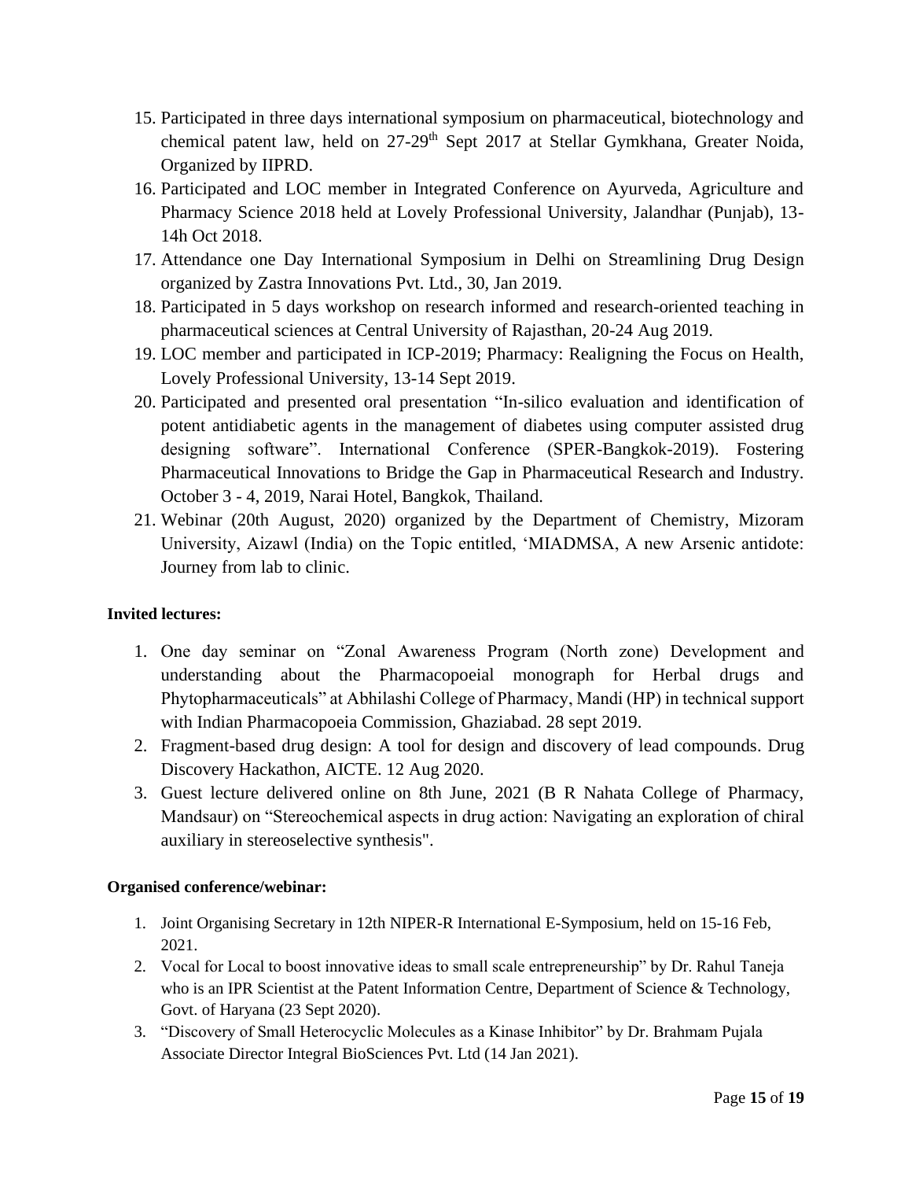15. Participated in three days international symposium on pharmaceutical, biotechnology and chemical patent law, held on 27-29th Sept 2017 at Stellar Gymkhana, Greater Noida, Organized by IIPRD.
16. Participated and LOC member in Integrated Conference on Ayurveda, Agriculture and Pharmacy Science 2018 held at Lovely Professional University, Jalandhar (Punjab), 13-14h Oct 2018.
17. Attendance one Day International Symposium in Delhi on Streamlining Drug Design organized by Zastra Innovations Pvt. Ltd., 30, Jan 2019.
18. Participated in 5 days workshop on research informed and research-oriented teaching in pharmaceutical sciences at Central University of Rajasthan, 20-24 Aug 2019.
19. LOC member and participated in ICP-2019; Pharmacy: Realigning the Focus on Health, Lovely Professional University, 13-14 Sept 2019.
20. Participated and presented oral presentation "In-silico evaluation and identification of potent antidiabetic agents in the management of diabetes using computer assisted drug designing software". International Conference (SPER-Bangkok-2019). Fostering Pharmaceutical Innovations to Bridge the Gap in Pharmaceutical Research and Industry. October 3 - 4, 2019, Narai Hotel, Bangkok, Thailand.
21. Webinar (20th August, 2020) organized by the Department of Chemistry, Mizoram University, Aizawl (India) on the Topic entitled, 'MIADMSA, A new Arsenic antidote: Journey from lab to clinic.

**Invited lectures:**

1. One day seminar on "Zonal Awareness Program (North zone) Development and understanding about the Pharmacopoeial monograph for Herbal drugs and Phytopharmaceuticals" at Abhilashi College of Pharmacy, Mandi (HP) in technical support with Indian Pharmacopoeia Commission, Ghaziabad. 28 sept 2019.
2. Fragment-based drug design: A tool for design and discovery of lead compounds. Drug Discovery Hackathon, AICTE. 12 Aug 2020.
3. Guest lecture delivered online on 8th June, 2021 (B R Nahata College of Pharmacy, Mandsaur) on "Stereochemical aspects in drug action: Navigating an exploration of chiral auxiliary in stereoselective synthesis".

**Organised conference/webinar:**

1. Joint Organising Secretary in 12th NIPER-R International E-Symposium, held on 15-16 Feb, 2021.
2. Vocal for Local to boost innovative ideas to small scale entrepreneurship" by Dr. Rahul Taneja who is an IPR Scientist at the Patent Information Centre, Department of Science & Technology, Govt. of Haryana (23 Sept 2020).
3. "Discovery of Small Heterocyclic Molecules as a Kinase Inhibitor" by Dr. Brahmam Pujala Associate Director Integral BioSciences Pvt. Ltd (14 Jan 2021).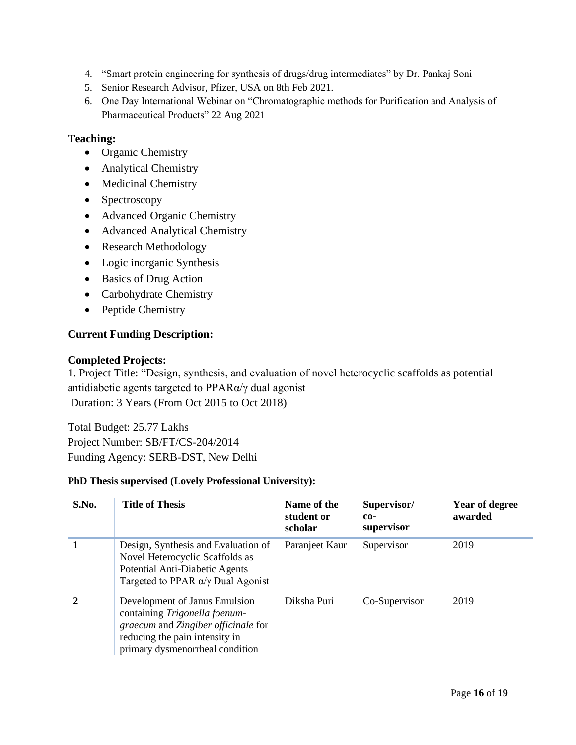4. "Smart protein engineering for synthesis of drugs/drug intermediates" by Dr. Pankaj Soni
5. Senior Research Advisor, Pfizer, USA on 8th Feb 2021.
6. One Day International Webinar on "Chromatographic methods for Purification and Analysis of Pharmaceutical Products" 22 Aug 2021

### Teaching:

- Organic Chemistry
- Analytical Chemistry
- Medicinal Chemistry
- Spectroscopy
- Advanced Organic Chemistry
- Advanced Analytical Chemistry
- Research Methodology
- Logic inorganic Synthesis
- Basics of Drug Action
- Carbohydrate Chemistry
- Peptide Chemistry

### Current Funding Description:

### Completed Projects:

1. Project Title: "Design, synthesis, and evaluation of novel heterocyclic scaffolds as potential antidiabetic agents targeted to PPARα/γ dual agonist
 Duration: 3 Years (From Oct 2015 to Oct 2018)

Total Budget: 25.77 Lakhs
Project Number: SB/FT/CS-204/2014
Funding Agency: SERB-DST, New Delhi

**PhD Thesis supervised (Lovely Professional University):**

| S.No. | Title of Thesis | Name of the student or scholar | Supervisor/ co-supervisor | Year of degree awarded |
|---|---|---|---|---|
| **1** | Design, Synthesis and Evaluation of Novel Heterocyclic Scaffolds as Potential Anti-Diabetic Agents Targeted to PPAR α/γ Dual Agonist | Paranjeet Kaur | Supervisor | 2019 |
| **2** | Development of Janus Emulsion containing *Trigonella foenum-graecum* and *Zingiber officinale* for reducing the pain intensity in primary dysmenorrheal condition | Diksha Puri | Co-Supervisor | 2019 |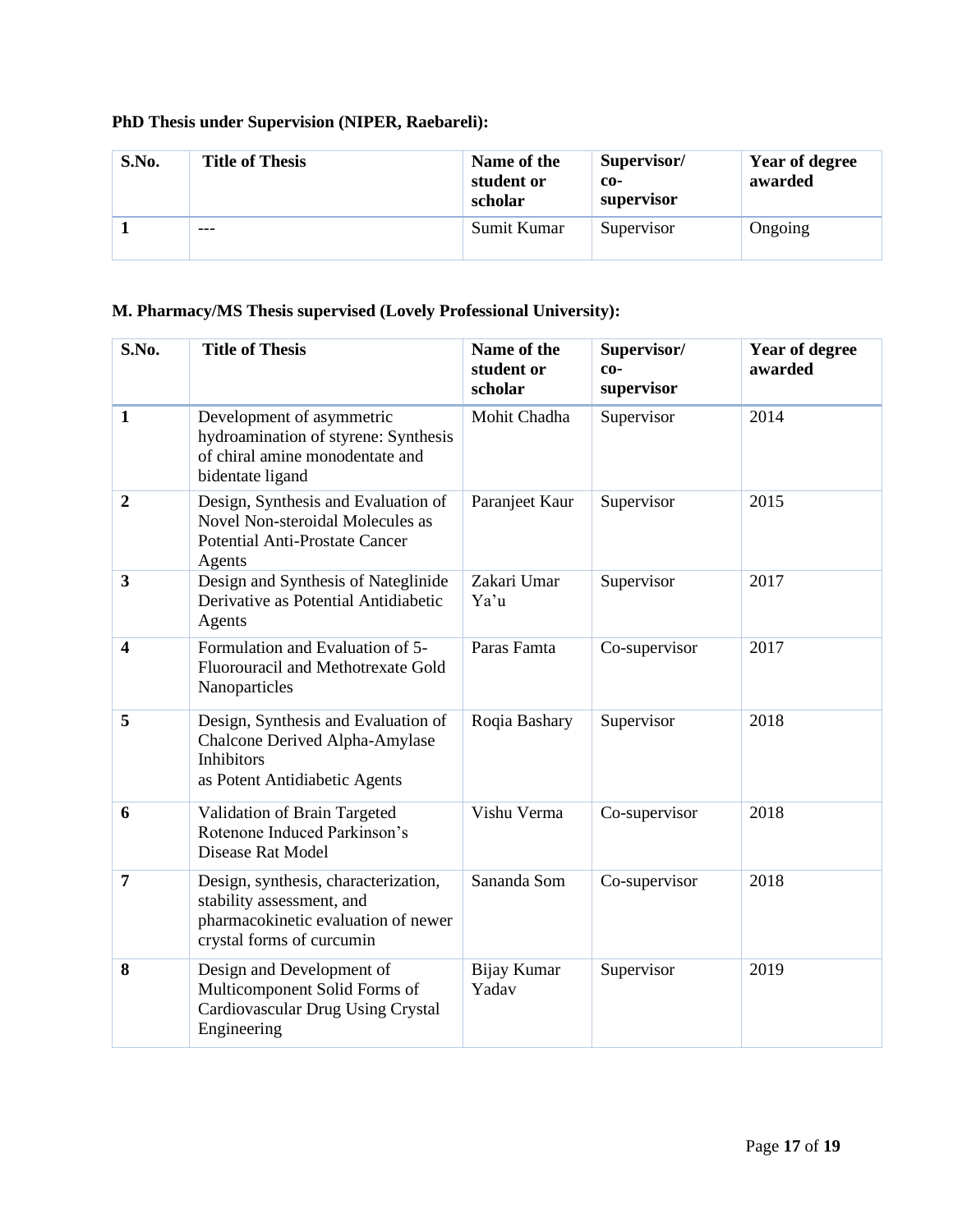**PhD Thesis under Supervision (NIPER, Raebareli):**

| S.No. | Title of Thesis | Name of the student or scholar | Supervisor/ co-supervisor | Year of degree awarded |
|---|---|---|---|---|
| 1 | --- | Sumit Kumar | Supervisor | Ongoing |

**M. Pharmacy/MS Thesis supervised (Lovely Professional University):**

| S.No. | Title of Thesis | Name of the student or scholar | Supervisor/ co-supervisor | Year of degree awarded |
|---|---|---|---|---|
| 1 | Development of asymmetric hydroamination of styrene: Synthesis of chiral amine monodentate and bidentate ligand | Mohit Chadha | Supervisor | 2014 |
| 2 | Design, Synthesis and Evaluation of Novel Non-steroidal Molecules as Potential Anti-Prostate Cancer Agents | Paranjeet Kaur | Supervisor | 2015 |
| 3 | Design and Synthesis of Nateglinide Derivative as Potential Antidiabetic Agents | Zakari Umar Ya'u | Supervisor | 2017 |
| 4 | Formulation and Evaluation of 5-Fluorouracil and Methotrexate Gold Nanoparticles | Paras Famta | Co-supervisor | 2017 |
| 5 | Design, Synthesis and Evaluation of Chalcone Derived Alpha-Amylase Inhibitors as Potent Antidiabetic Agents | Roqia Bashary | Supervisor | 2018 |
| 6 | Validation of Brain Targeted Rotenone Induced Parkinson's Disease Rat Model | Vishu Verma | Co-supervisor | 2018 |
| 7 | Design, synthesis, characterization, stability assessment, and pharmacokinetic evaluation of newer crystal forms of curcumin | Sananda Som | Co-supervisor | 2018 |
| 8 | Design and Development of Multicomponent Solid Forms of Cardiovascular Drug Using Crystal Engineering | Bijay Kumar Yadav | Supervisor | 2019 |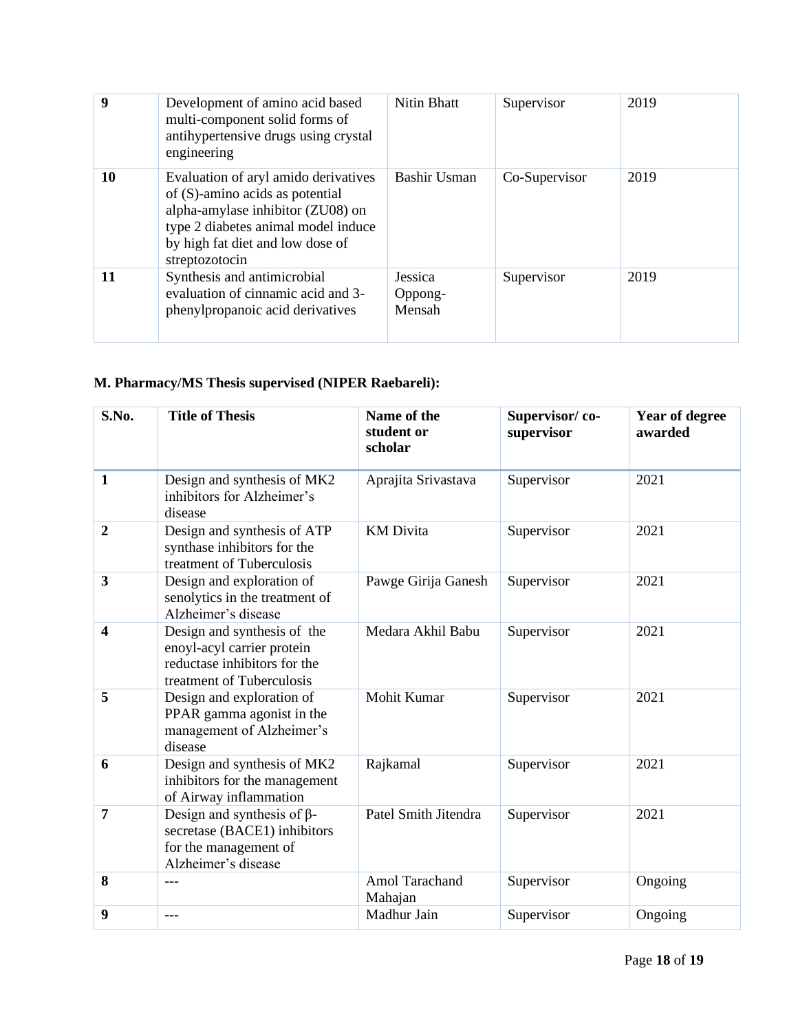| 9 | Development of amino acid based multi-component solid forms of antihypertensive drugs using crystal engineering | Nitin Bhatt | Supervisor | 2019 |
|---|---|---|---|---|
| 10 | Evaluation of aryl amido derivatives of (S)-amino acids as potential alpha-amylase inhibitor (ZU08) on type 2 diabetes animal model induce by high fat diet and low dose of streptozotocin | Bashir Usman | Co-Supervisor | 2019 |
| 11 | Synthesis and antimicrobial evaluation of cinnamic acid and 3-phenylpropanoic acid derivatives | Jessica Oppong-Mensah | Supervisor | 2019 |

**M. Pharmacy/MS Thesis supervised (NIPER Raebareli):**

| S.No. | Title of Thesis | Name of the student or scholar | Supervisor/ co-supervisor | Year of degree awarded |
|---|---|---|---|---|
| 1 | Design and synthesis of MK2 inhibitors for Alzheimer's disease | Aprajita Srivastava | Supervisor | 2021 |
| 2 | Design and synthesis of ATP synthase inhibitors for the treatment of Tuberculosis | KM Divita | Supervisor | 2021 |
| 3 | Design and exploration of senolytics in the treatment of Alzheimer's disease | Pawge Girija Ganesh | Supervisor | 2021 |
| 4 | Design and synthesis of the enoyl-acyl carrier protein reductase inhibitors for the treatment of Tuberculosis | Medara Akhil Babu | Supervisor | 2021 |
| 5 | Design and exploration of PPAR gamma agonist in the management of Alzheimer's disease | Mohit Kumar | Supervisor | 2021 |
| 6 | Design and synthesis of MK2 inhibitors for the management of Airway inflammation | Rajkamal | Supervisor | 2021 |
| 7 | Design and synthesis of β-secretase (BACE1) inhibitors for the management of Alzheimer's disease | Patel Smith Jitendra | Supervisor | 2021 |
| 8 | --- | Amol Tarachand Mahajan | Supervisor | Ongoing |
| 9 | --- | Madhur Jain | Supervisor | Ongoing |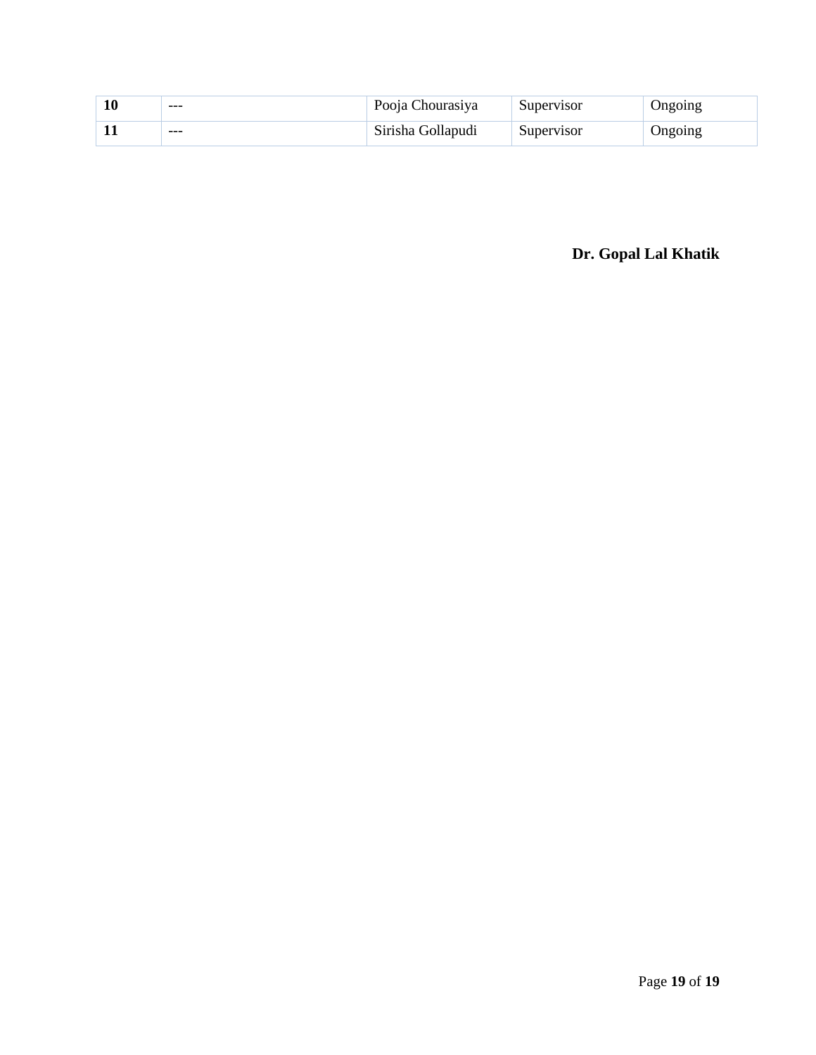| | | | | |
|---|---|---|---|---|
| **10** | --- | Pooja Chourasiya | Supervisor | Ongoing |
| **11** | --- | Sirisha Gollapudi | Supervisor | Ongoing |

**Dr. Gopal Lal Khatik**